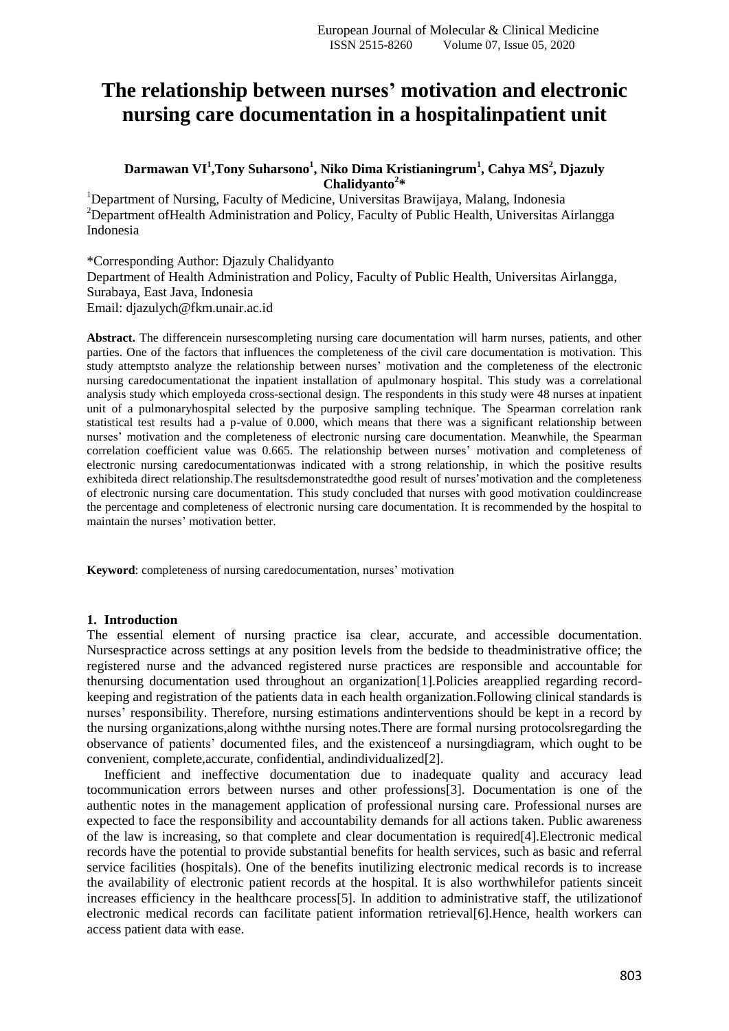# The relationship between nurses' motivation and electronic nursing care documentation in a hospitalinpatient unit

**Darmawan VI[1], Tony Suharsono[1], Niko Dima Kristianingrum[1], Cahya MS[2], Djazuly Chalidyanto[2]\***

[1]Department of Nursing, Faculty of Medicine, Universitas Brawijaya, Malang, Indonesia
[2]Department ofHealth Administration and Policy, Faculty of Public Health, Universitas Airlangga Indonesia

\*Corresponding Author: Djazuly Chalidyanto
Department of Health Administration and Policy, Faculty of Public Health, Universitas Airlangga, Surabaya, East Java, Indonesia
Email: djazulych@fkm.unair.ac.id

**Abstract.** The differencein nursescompleting nursing care documentation will harm nurses, patients, and other parties. One of the factors that influences the completeness of the civil care documentation is motivation. This study attemptsto analyze the relationship between nurses' motivation and the completeness of the electronic nursing caredocumentationat the inpatient installation of apulmonary hospital. This study was a correlational analysis study which employeda cross-sectional design. The respondents in this study were 48 nurses at inpatient unit of a pulmonaryhospital selected by the purposive sampling technique. The Spearman correlation rank statistical test results had a p-value of 0.000, which means that there was a significant relationship between nurses' motivation and the completeness of electronic nursing care documentation. Meanwhile, the Spearman correlation coefficient value was 0.665. The relationship between nurses' motivation and completeness of electronic nursing caredocumentationwas indicated with a strong relationship, in which the positive results exhibiteda direct relationship.The resultsdemonstratedthe good result of nurses'motivation and the completeness of electronic nursing care documentation. This study concluded that nurses with good motivation couldincrease the percentage and completeness of electronic nursing care documentation. It is recommended by the hospital to maintain the nurses' motivation better.

**Keyword**: completeness of nursing caredocumentation, nurses' motivation

## 1. Introduction

The essential element of nursing practice isa clear, accurate, and accessible documentation. Nursespractice across settings at any position levels from the bedside to theadministrative office; the registered nurse and the advanced registered nurse practices are responsible and accountable for thenursing documentation used throughout an organization[1].Policies areapplied regarding record-keeping and registration of the patients data in each health organization.Following clinical standards is nurses' responsibility. Therefore, nursing estimations andinterventions should be kept in a record by the nursing organizations,along withthe nursing notes.There are formal nursing protocolsregarding the observance of patients' documented files, and the existenceof a nursingdiagram, which ought to be convenient, complete,accurate, confidential, andindividualized[2].

Inefficient and ineffective documentation due to inadequate quality and accuracy lead tocommunication errors between nurses and other professions[3]. Documentation is one of the authentic notes in the management application of professional nursing care. Professional nurses are expected to face the responsibility and accountability demands for all actions taken. Public awareness of the law is increasing, so that complete and clear documentation is required[4].Electronic medical records have the potential to provide substantial benefits for health services, such as basic and referral service facilities (hospitals). One of the benefits inutilizing electronic medical records is to increase the availability of electronic patient records at the hospital. It is also worthwhilefor patients sinceit increases efficiency in the healthcare process[5]. In addition to administrative staff, the utilizationof electronic medical records can facilitate patient information retrieval[6].Hence, health workers can access patient data with ease.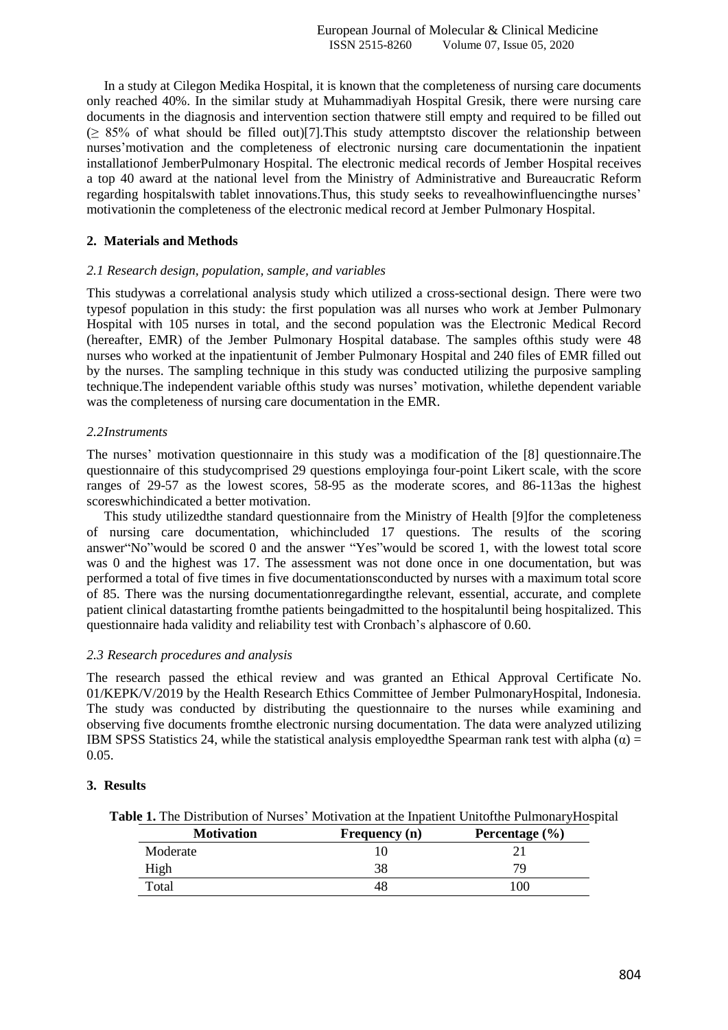In a study at Cilegon Medika Hospital, it is known that the completeness of nursing care documents only reached 40%. In the similar study at Muhammadiyah Hospital Gresik, there were nursing care documents in the diagnosis and intervention section thatwere still empty and required to be filled out ($\geq$ 85% of what should be filled out)[7].This study attemptsto discover the relationship between nurses'motivation and the completeness of electronic nursing care documentationin the inpatient installationof JemberPulmonary Hospital. The electronic medical records of Jember Hospital receives a top 40 award at the national level from the Ministry of Administrative and Bureaucratic Reform regarding hospitalswith tablet innovations.Thus, this study seeks to revealhowinfluencingthe nurses' motivationin the completeness of the electronic medical record at Jember Pulmonary Hospital.

## 2. Materials and Methods

### *2.1 Research design, population, sample, and variables*

This studywas a correlational analysis study which utilized a cross-sectional design. There were two typesof population in this study: the first population was all nurses who work at Jember Pulmonary Hospital with 105 nurses in total, and the second population was the Electronic Medical Record (hereafter, EMR) of the Jember Pulmonary Hospital database. The samples ofthis study were 48 nurses who worked at the inpatientunit of Jember Pulmonary Hospital and 240 files of EMR filled out by the nurses. The sampling technique in this study was conducted utilizing the purposive sampling technique.The independent variable ofthis study was nurses' motivation, whilethe dependent variable was the completeness of nursing care documentation in the EMR.

### *2.2Instruments*

The nurses' motivation questionnaire in this study was a modification of the [8] questionnaire.The questionnaire of this studycomprised 29 questions employinga four-point Likert scale, with the score ranges of 29-57 as the lowest scores, 58-95 as the moderate scores, and 86-113as the highest scoreswhichindicated a better motivation.

This study utilizedthe standard questionnaire from the Ministry of Health [9]for the completeness of nursing care documentation, whichincluded 17 questions. The results of the scoring answer"No"would be scored 0 and the answer "Yes"would be scored 1, with the lowest total score was 0 and the highest was 17. The assessment was not done once in one documentation, but was performed a total of five times in five documentationsconducted by nurses with a maximum total score of 85. There was the nursing documentationregardingthe relevant, essential, accurate, and complete patient clinical datastarting fromthe patients beingadmitted to the hospitaluntil being hospitalized. This questionnaire hada validity and reliability test with Cronbach's alphascore of 0.60.

### *2.3 Research procedures and analysis*

The research passed the ethical review and was granted an Ethical Approval Certificate No. 01/KEPK/V/2019 by the Health Research Ethics Committee of Jember PulmonaryHospital, Indonesia. The study was conducted by distributing the questionnaire to the nurses while examining and observing five documents fromthe electronic nursing documentation. The data were analyzed utilizing IBM SPSS Statistics 24, while the statistical analysis employedthe Spearman rank test with alpha ($\alpha$) = 0.05.

## 3. Results

**Table 1.** The Distribution of Nurses' Motivation at the Inpatient Unitofthe PulmonaryHospital

| Motivation | Frequency (n) | Percentage (%) |
|---|---|---|
| Moderate | 10 | 21 |
| High | 38 | 79 |
| Total | 48 | 100 |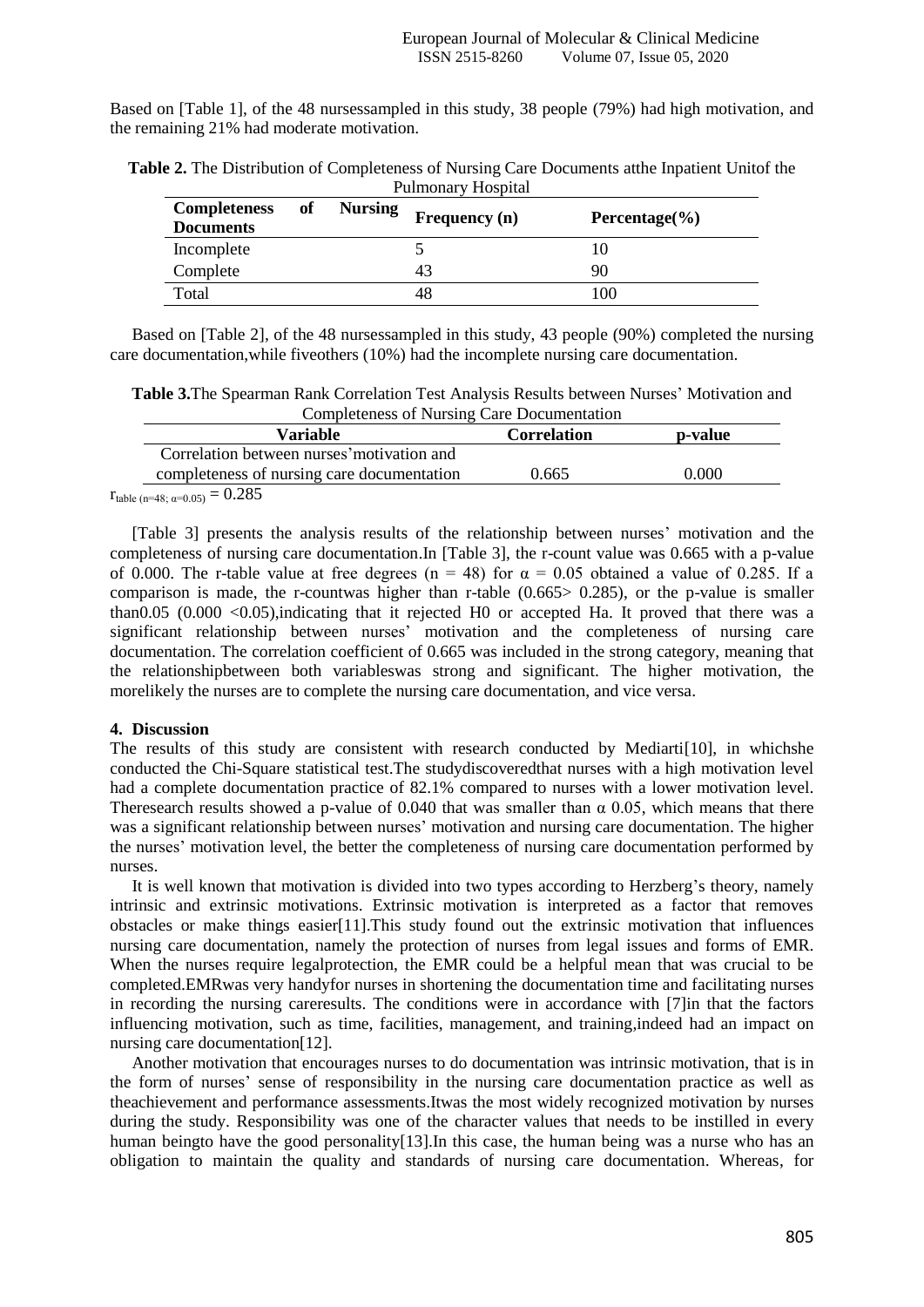Based on [Table 1], of the 48 nursessampled in this study, 38 people (79%) had high motivation, and the remaining 21% had moderate motivation.

**Table 2.** The Distribution of Completeness of Nursing Care Documents atthe Inpatient Unitof the Pulmonary Hospital

| Completeness of Nursing Documents | Frequency (n) | Percentage(%) |
|---|---|---|
| Incomplete | 5 | 10 |
| Complete | 43 | 90 |
| Total | 48 | 100 |

Based on [Table 2], of the 48 nursessampled in this study, 43 people (90%) completed the nursing care documentation,while fiveothers (10%) had the incomplete nursing care documentation.

**Table 3.**The Spearman Rank Correlation Test Analysis Results between Nurses' Motivation and Completeness of Nursing Care Documentation

| Variable | Correlation | p-value |
|---|---|---|
| Correlation between nurses'motivation and completeness of nursing care documentation | 0.665 | 0.000 |

$r_{table\ (n=48;\ \alpha=0.05)} = 0.285$

[Table 3] presents the analysis results of the relationship between nurses' motivation and the completeness of nursing care documentation.In [Table 3], the r-count value was 0.665 with a p-value of 0.000. The r-table value at free degrees (n = 48) for $\alpha = 0.05$ obtained a value of 0.285. If a comparison is made, the r-countwas higher than r-table (0.665> 0.285), or the p-value is smaller than0.05 (0.000 <0.05),indicating that it rejected H0 or accepted Ha. It proved that there was a significant relationship between nurses' motivation and the completeness of nursing care documentation. The correlation coefficient of 0.665 was included in the strong category, meaning that the relationshipbetween both variableswas strong and significant. The higher motivation, the morelikely the nurses are to complete the nursing care documentation, and vice versa.

## 4. Discussion

The results of this study are consistent with research conducted by Mediarti[10], in whichshe conducted the Chi-Square statistical test.The studydiscoveredthat nurses with a high motivation level had a complete documentation practice of 82.1% compared to nurses with a lower motivation level. Theresearch results showed a p-value of 0.040 that was smaller than $\alpha$ 0.05, which means that there was a significant relationship between nurses' motivation and nursing care documentation. The higher the nurses' motivation level, the better the completeness of nursing care documentation performed by nurses.

It is well known that motivation is divided into two types according to Herzberg's theory, namely intrinsic and extrinsic motivations. Extrinsic motivation is interpreted as a factor that removes obstacles or make things easier[11].This study found out the extrinsic motivation that influences nursing care documentation, namely the protection of nurses from legal issues and forms of EMR. When the nurses require legalprotection, the EMR could be a helpful mean that was crucial to be completed.EMRwas very handyfor nurses in shortening the documentation time and facilitating nurses in recording the nursing careresults. The conditions were in accordance with [7]in that the factors influencing motivation, such as time, facilities, management, and training,indeed had an impact on nursing care documentation[12].

Another motivation that encourages nurses to do documentation was intrinsic motivation, that is in the form of nurses' sense of responsibility in the nursing care documentation practice as well as theachievement and performance assessments.Itwas the most widely recognized motivation by nurses during the study. Responsibility was one of the character values that needs to be instilled in every human beingto have the good personality[13].In this case, the human being was a nurse who has an obligation to maintain the quality and standards of nursing care documentation. Whereas, for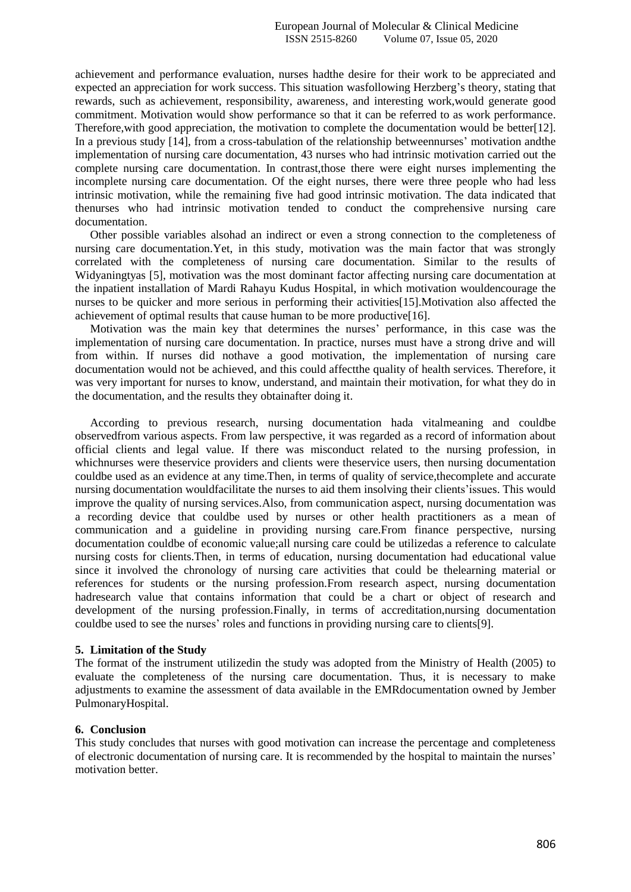achievement and performance evaluation, nurses hadthe desire for their work to be appreciated and expected an appreciation for work success. This situation wasfollowing Herzberg's theory, stating that rewards, such as achievement, responsibility, awareness, and interesting work,would generate good commitment. Motivation would show performance so that it can be referred to as work performance. Therefore,with good appreciation, the motivation to complete the documentation would be better[12]. In a previous study [14], from a cross-tabulation of the relationship betweennurses' motivation andthe implementation of nursing care documentation, 43 nurses who had intrinsic motivation carried out the complete nursing care documentation. In contrast,those there were eight nurses implementing the incomplete nursing care documentation. Of the eight nurses, there were three people who had less intrinsic motivation, while the remaining five had good intrinsic motivation. The data indicated that thenurses who had intrinsic motivation tended to conduct the comprehensive nursing care documentation.

Other possible variables alsohad an indirect or even a strong connection to the completeness of nursing care documentation.Yet, in this study, motivation was the main factor that was strongly correlated with the completeness of nursing care documentation. Similar to the results of Widyaningtyas [5], motivation was the most dominant factor affecting nursing care documentation at the inpatient installation of Mardi Rahayu Kudus Hospital, in which motivation wouldencourage the nurses to be quicker and more serious in performing their activities[15].Motivation also affected the achievement of optimal results that cause human to be more productive[16].

Motivation was the main key that determines the nurses' performance, in this case was the implementation of nursing care documentation. In practice, nurses must have a strong drive and will from within. If nurses did nothave a good motivation, the implementation of nursing care documentation would not be achieved, and this could affectthe quality of health services. Therefore, it was very important for nurses to know, understand, and maintain their motivation, for what they do in the documentation, and the results they obtainafter doing it.

According to previous research, nursing documentation hada vitalmeaning and couldbe observedfrom various aspects. From law perspective, it was regarded as a record of information about official clients and legal value. If there was misconduct related to the nursing profession, in whichnurses were theservice providers and clients were theservice users, then nursing documentation couldbe used as an evidence at any time.Then, in terms of quality of service,thecomplete and accurate nursing documentation wouldfacilitate the nurses to aid them insolving their clients'issues. This would improve the quality of nursing services.Also, from communication aspect, nursing documentation was a recording device that couldbe used by nurses or other health practitioners as a mean of communication and a guideline in providing nursing care.From finance perspective, nursing documentation couldbe of economic value;all nursing care could be utilizedas a reference to calculate nursing costs for clients.Then, in terms of education, nursing documentation had educational value since it involved the chronology of nursing care activities that could be thelearning material or references for students or the nursing profession.From research aspect, nursing documentation hadresearch value that contains information that could be a chart or object of research and development of the nursing profession.Finally, in terms of accreditation,nursing documentation couldbe used to see the nurses' roles and functions in providing nursing care to clients[9].

## 5. Limitation of the Study

The format of the instrument utilizedin the study was adopted from the Ministry of Health (2005) to evaluate the completeness of the nursing care documentation. Thus, it is necessary to make adjustments to examine the assessment of data available in the EMRdocumentation owned by Jember PulmonaryHospital.

## 6. Conclusion

This study concludes that nurses with good motivation can increase the percentage and completeness of electronic documentation of nursing care. It is recommended by the hospital to maintain the nurses' motivation better.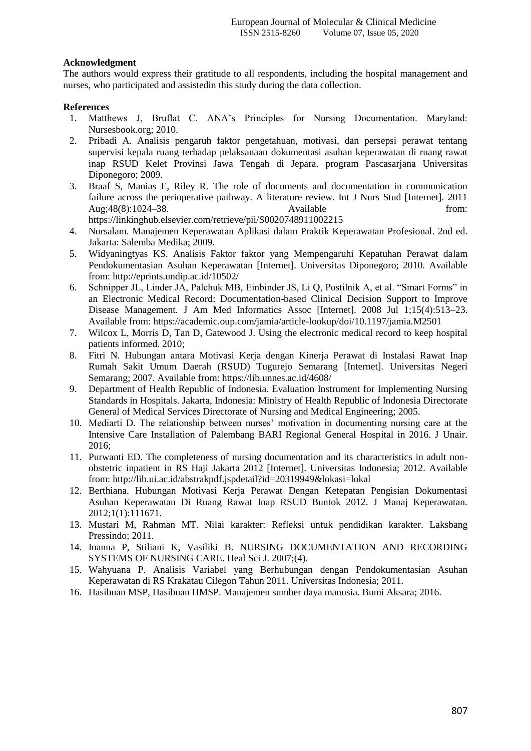**Acknowledgment**

The authors would express their gratitude to all respondents, including the hospital management and nurses, who participated and assistedin this study during the data collection.

**References**

1. Matthews J, Bruflat C. ANA's Principles for Nursing Documentation. Maryland: Nursesbook.org; 2010.
2. Pribadi A. Analisis pengaruh faktor pengetahuan, motivasi, dan persepsi perawat tentang supervisi kepala ruang terhadap pelaksanaan dokumentasi asuhan keperawatan di ruang rawat inap RSUD Kelet Provinsi Jawa Tengah di Jepara. program Pascasarjana Universitas Diponegoro; 2009.
3. Braaf S, Manias E, Riley R. The role of documents and documentation in communication failure across the perioperative pathway. A literature review. Int J Nurs Stud [Internet]. 2011 Aug;48(8):1024–38. Available from: https://linkinghub.elsevier.com/retrieve/pii/S0020748911002215
4. Nursalam. Manajemen Keperawatan Aplikasi dalam Praktik Keperawatan Profesional. 2nd ed. Jakarta: Salemba Medika; 2009.
5. Widyaningtyas KS. Analisis Faktor faktor yang Mempengaruhi Kepatuhan Perawat dalam Pendokumentasian Asuhan Keperawatan [Internet]. Universitas Diponegoro; 2010. Available from: http://eprints.undip.ac.id/10502/
6. Schnipper JL, Linder JA, Palchuk MB, Einbinder JS, Li Q, Postilnik A, et al. "Smart Forms" in an Electronic Medical Record: Documentation-based Clinical Decision Support to Improve Disease Management. J Am Med Informatics Assoc [Internet]. 2008 Jul 1;15(4):513–23. Available from: https://academic.oup.com/jamia/article-lookup/doi/10.1197/jamia.M2501
7. Wilcox L, Morris D, Tan D, Gatewood J. Using the electronic medical record to keep hospital patients informed. 2010;
8. Fitri N. Hubungan antara Motivasi Kerja dengan Kinerja Perawat di Instalasi Rawat Inap Rumah Sakit Umum Daerah (RSUD) Tugurejo Semarang [Internet]. Universitas Negeri Semarang; 2007. Available from: https://lib.unnes.ac.id/4608/
9. Department of Health Republic of Indonesia. Evaluation Instrument for Implementing Nursing Standards in Hospitals. Jakarta, Indonesia: Ministry of Health Republic of Indonesia Directorate General of Medical Services Directorate of Nursing and Medical Engineering; 2005.
10. Mediarti D. The relationship between nurses' motivation in documenting nursing care at the Intensive Care Installation of Palembang BARI Regional General Hospital in 2016. J Unair. 2016;
11. Purwanti ED. The completeness of nursing documentation and its characteristics in adult non-obstetric inpatient in RS Haji Jakarta 2012 [Internet]. Universitas Indonesia; 2012. Available from: http://lib.ui.ac.id/abstrakpdf.jspdetail?id=20319949&lokasi=lokal
12. Berthiana. Hubungan Motivasi Kerja Perawat Dengan Ketepatan Pengisian Dokumentasi Asuhan Keperawatan Di Ruang Rawat Inap RSUD Buntok 2012. J Manaj Keperawatan. 2012;1(1):111671.
13. Mustari M, Rahman MT. Nilai karakter: Refleksi untuk pendidikan karakter. Laksbang Pressindo; 2011.
14. Ioanna P, Stiliani K, Vasiliki B. NURSING DOCUMENTATION AND RECORDING SYSTEMS OF NURSING CARE. Heal Sci J. 2007;(4).
15. Wahyuana P. Analisis Variabel yang Berhubungan dengan Pendokumentasian Asuhan Keperawatan di RS Krakatau Cilegon Tahun 2011. Universitas Indonesia; 2011.
16. Hasibuan MSP, Hasibuan HMSP. Manajemen sumber daya manusia. Bumi Aksara; 2016.